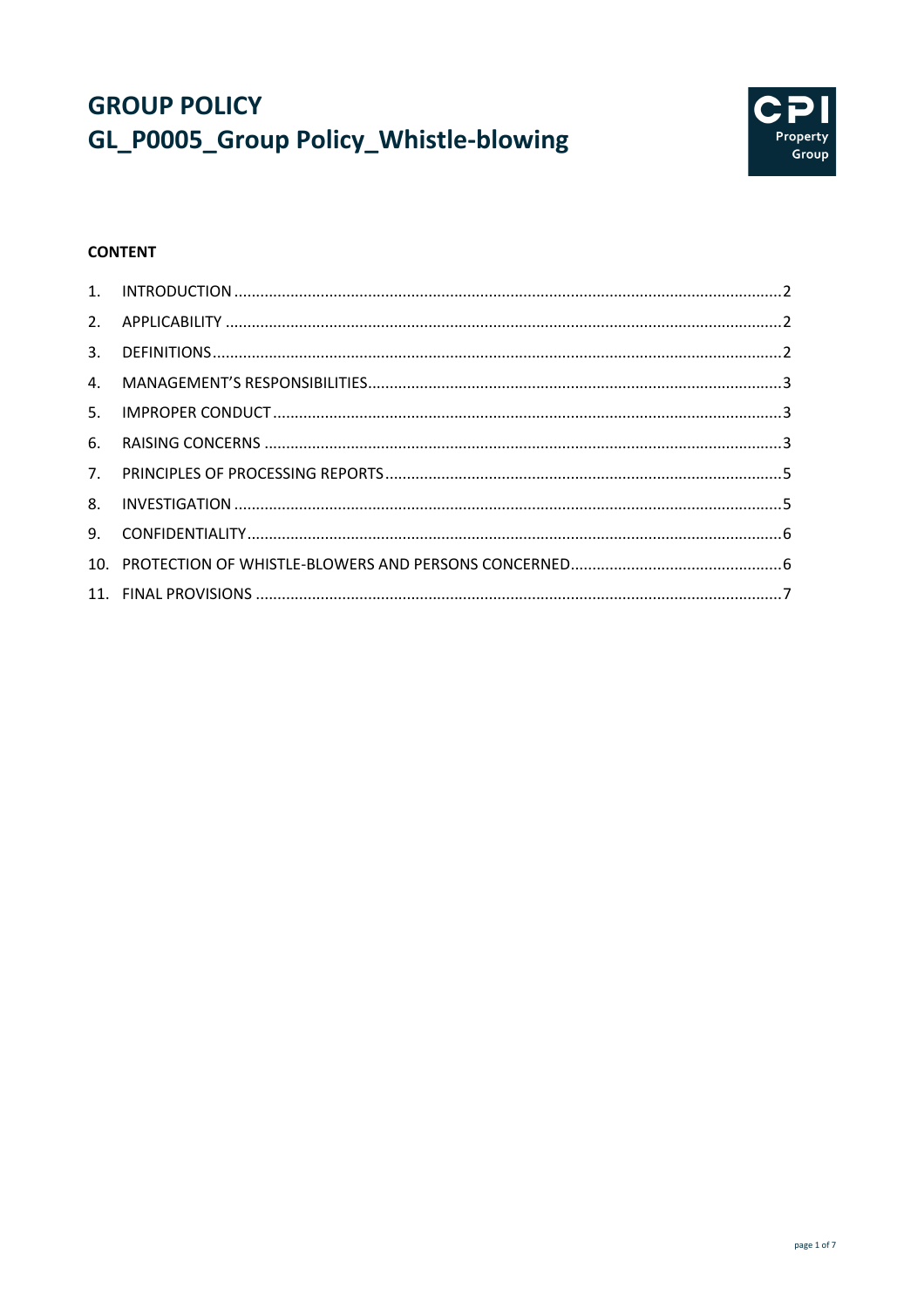# GROUP POLICY
# GL_P0005_Group Policy_Whistle-blowing

CPI Property Group

**CONTENT**

1. INTRODUCTION .......... 2
2. APPLICABILITY .......... 2
3. DEFINITIONS .......... 2
4. MANAGEMENT'S RESPONSIBILITIES .......... 3
5. IMPROPER CONDUCT .......... 3
6. RAISING CONCERNS .......... 3
7. PRINCIPLES OF PROCESSING REPORTS .......... 5
8. INVESTIGATION .......... 5
9. CONFIDENTIALITY .......... 6
10. PROTECTION OF WHISTLE-BLOWERS AND PERSONS CONCERNED .......... 6
11. FINAL PROVISIONS .......... 7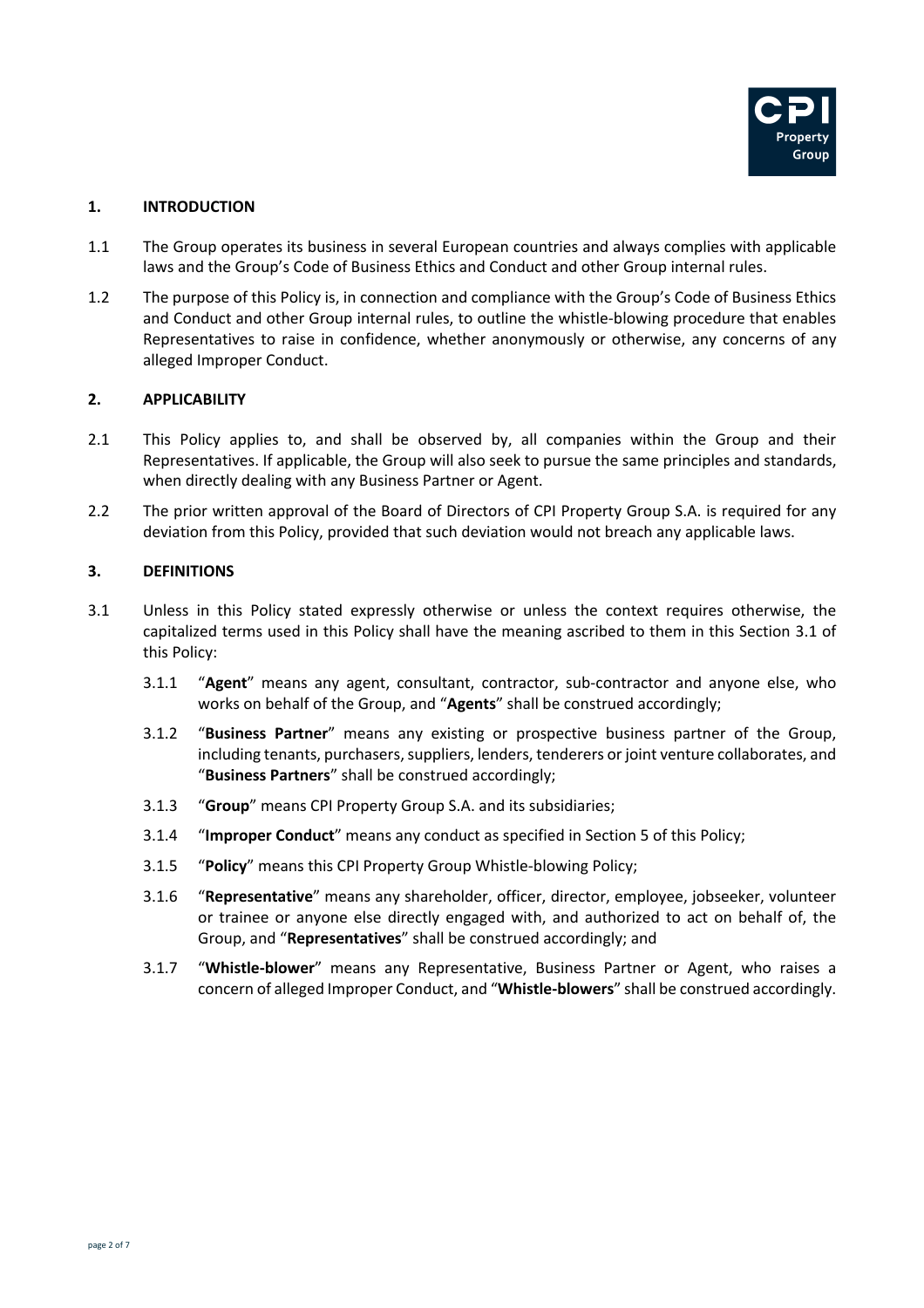## 1. INTRODUCTION

1.1 The Group operates its business in several European countries and always complies with applicable laws and the Group's Code of Business Ethics and Conduct and other Group internal rules.

1.2 The purpose of this Policy is, in connection and compliance with the Group's Code of Business Ethics and Conduct and other Group internal rules, to outline the whistle-blowing procedure that enables Representatives to raise in confidence, whether anonymously or otherwise, any concerns of any alleged Improper Conduct.

## 2. APPLICABILITY

2.1 This Policy applies to, and shall be observed by, all companies within the Group and their Representatives. If applicable, the Group will also seek to pursue the same principles and standards, when directly dealing with any Business Partner or Agent.

2.2 The prior written approval of the Board of Directors of CPI Property Group S.A. is required for any deviation from this Policy, provided that such deviation would not breach any applicable laws.

## 3. DEFINITIONS

3.1 Unless in this Policy stated expressly otherwise or unless the context requires otherwise, the capitalized terms used in this Policy shall have the meaning ascribed to them in this Section 3.1 of this Policy:

3.1.1 "**Agent**" means any agent, consultant, contractor, sub-contractor and anyone else, who works on behalf of the Group, and "**Agents**" shall be construed accordingly;

3.1.2 "**Business Partner**" means any existing or prospective business partner of the Group, including tenants, purchasers, suppliers, lenders, tenderers or joint venture collaborates, and "**Business Partners**" shall be construed accordingly;

3.1.3 "**Group**" means CPI Property Group S.A. and its subsidiaries;

3.1.4 "**Improper Conduct**" means any conduct as specified in Section 5 of this Policy;

3.1.5 "**Policy**" means this CPI Property Group Whistle-blowing Policy;

3.1.6 "**Representative**" means any shareholder, officer, director, employee, jobseeker, volunteer or trainee or anyone else directly engaged with, and authorized to act on behalf of, the Group, and "**Representatives**" shall be construed accordingly; and

3.1.7 "**Whistle-blower**" means any Representative, Business Partner or Agent, who raises a concern of alleged Improper Conduct, and "**Whistle-blowers**" shall be construed accordingly.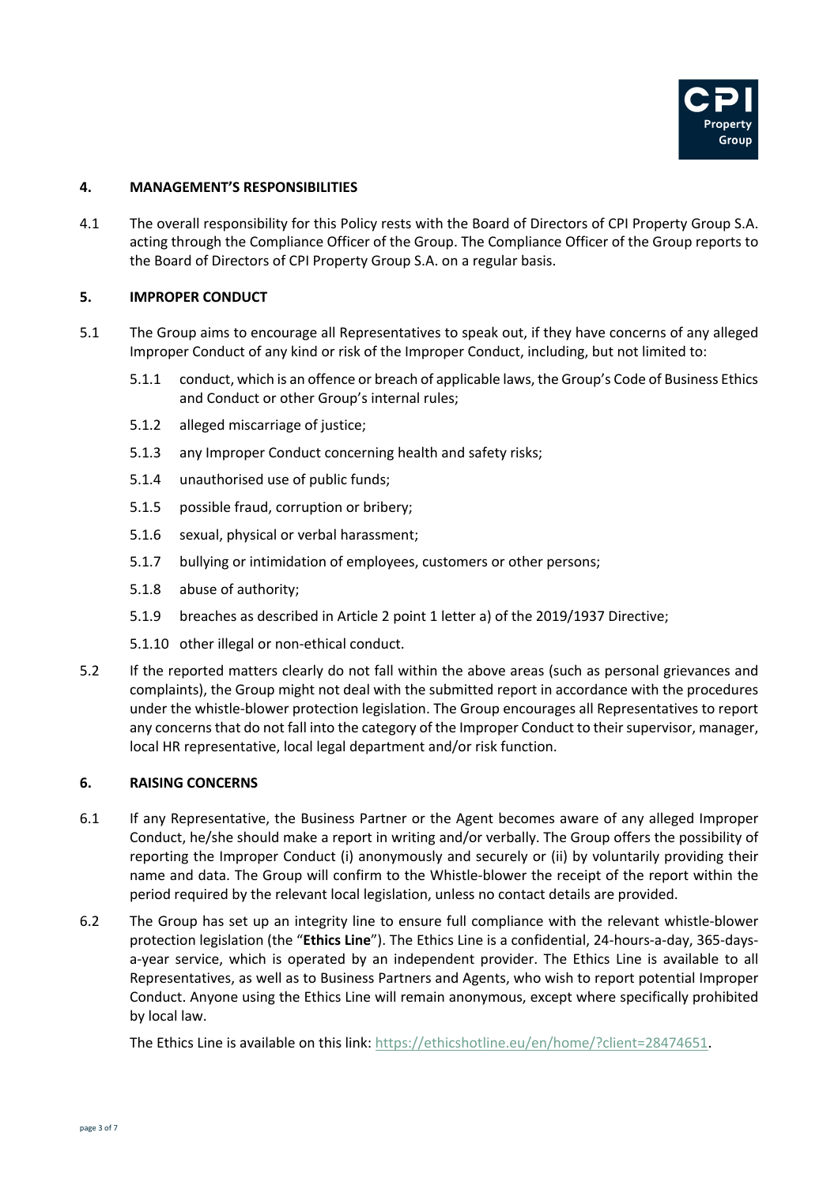## 4. MANAGEMENT'S RESPONSIBILITIES

4.1 The overall responsibility for this Policy rests with the Board of Directors of CPI Property Group S.A. acting through the Compliance Officer of the Group. The Compliance Officer of the Group reports to the Board of Directors of CPI Property Group S.A. on a regular basis.

## 5. IMPROPER CONDUCT

5.1 The Group aims to encourage all Representatives to speak out, if they have concerns of any alleged Improper Conduct of any kind or risk of the Improper Conduct, including, but not limited to:

- 5.1.1 conduct, which is an offence or breach of applicable laws, the Group's Code of Business Ethics and Conduct or other Group's internal rules;
- 5.1.2 alleged miscarriage of justice;
- 5.1.3 any Improper Conduct concerning health and safety risks;
- 5.1.4 unauthorised use of public funds;
- 5.1.5 possible fraud, corruption or bribery;
- 5.1.6 sexual, physical or verbal harassment;
- 5.1.7 bullying or intimidation of employees, customers or other persons;
- 5.1.8 abuse of authority;
- 5.1.9 breaches as described in Article 2 point 1 letter a) of the 2019/1937 Directive;
- 5.1.10 other illegal or non-ethical conduct.

5.2 If the reported matters clearly do not fall within the above areas (such as personal grievances and complaints), the Group might not deal with the submitted report in accordance with the procedures under the whistle-blower protection legislation. The Group encourages all Representatives to report any concerns that do not fall into the category of the Improper Conduct to their supervisor, manager, local HR representative, local legal department and/or risk function.

## 6. RAISING CONCERNS

6.1 If any Representative, the Business Partner or the Agent becomes aware of any alleged Improper Conduct, he/she should make a report in writing and/or verbally. The Group offers the possibility of reporting the Improper Conduct (i) anonymously and securely or (ii) by voluntarily providing their name and data. The Group will confirm to the Whistle-blower the receipt of the report within the period required by the relevant local legislation, unless no contact details are provided.

6.2 The Group has set up an integrity line to ensure full compliance with the relevant whistle-blower protection legislation (the "**Ethics Line**"). The Ethics Line is a confidential, 24-hours-a-day, 365-days-a-year service, which is operated by an independent provider. The Ethics Line is available to all Representatives, as well as to Business Partners and Agents, who wish to report potential Improper Conduct. Anyone using the Ethics Line will remain anonymous, except where specifically prohibited by local law.

The Ethics Line is available on this link: https://ethicshotline.eu/en/home/?client=28474651.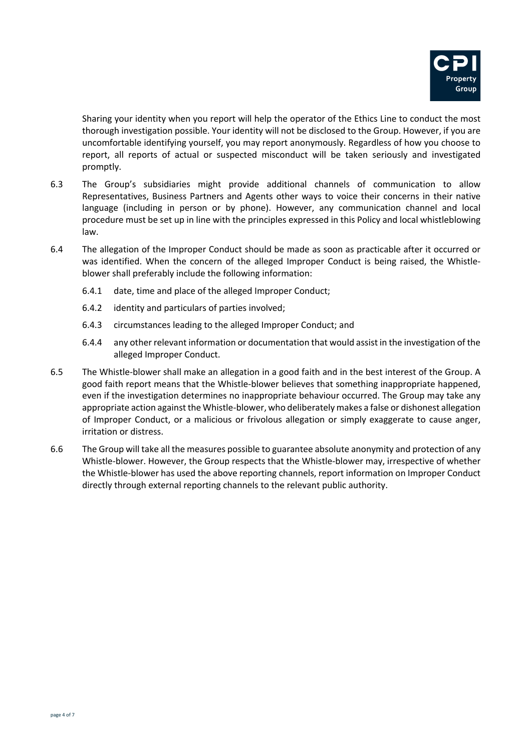Sharing your identity when you report will help the operator of the Ethics Line to conduct the most thorough investigation possible. Your identity will not be disclosed to the Group. However, if you are uncomfortable identifying yourself, you may report anonymously. Regardless of how you choose to report, all reports of actual or suspected misconduct will be taken seriously and investigated promptly.

6.3 The Group's subsidiaries might provide additional channels of communication to allow Representatives, Business Partners and Agents other ways to voice their concerns in their native language (including in person or by phone). However, any communication channel and local procedure must be set up in line with the principles expressed in this Policy and local whistleblowing law.

6.4 The allegation of the Improper Conduct should be made as soon as practicable after it occurred or was identified. When the concern of the alleged Improper Conduct is being raised, the Whistle-blower shall preferably include the following information:

- 6.4.1 date, time and place of the alleged Improper Conduct;
- 6.4.2 identity and particulars of parties involved;
- 6.4.3 circumstances leading to the alleged Improper Conduct; and
- 6.4.4 any other relevant information or documentation that would assist in the investigation of the alleged Improper Conduct.

6.5 The Whistle-blower shall make an allegation in a good faith and in the best interest of the Group. A good faith report means that the Whistle-blower believes that something inappropriate happened, even if the investigation determines no inappropriate behaviour occurred. The Group may take any appropriate action against the Whistle-blower, who deliberately makes a false or dishonest allegation of Improper Conduct, or a malicious or frivolous allegation or simply exaggerate to cause anger, irritation or distress.

6.6 The Group will take all the measures possible to guarantee absolute anonymity and protection of any Whistle-blower. However, the Group respects that the Whistle-blower may, irrespective of whether the Whistle-blower has used the above reporting channels, report information on Improper Conduct directly through external reporting channels to the relevant public authority.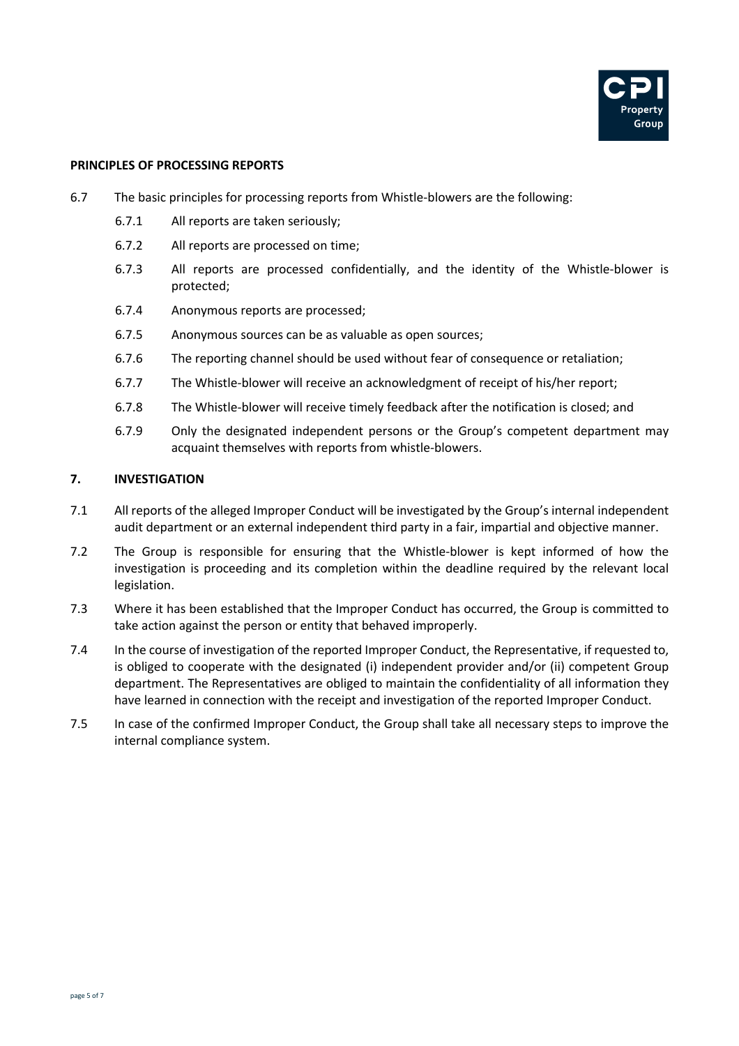**PRINCIPLES OF PROCESSING REPORTS**

6.7 The basic principles for processing reports from Whistle-blowers are the following:

6.7.1 All reports are taken seriously;

6.7.2 All reports are processed on time;

6.7.3 All reports are processed confidentially, and the identity of the Whistle-blower is protected;

6.7.4 Anonymous reports are processed;

6.7.5 Anonymous sources can be as valuable as open sources;

6.7.6 The reporting channel should be used without fear of consequence or retaliation;

6.7.7 The Whistle-blower will receive an acknowledgment of receipt of his/her report;

6.7.8 The Whistle-blower will receive timely feedback after the notification is closed; and

6.7.9 Only the designated independent persons or the Group's competent department may acquaint themselves with reports from whistle-blowers.

## 7. INVESTIGATION

7.1 All reports of the alleged Improper Conduct will be investigated by the Group's internal independent audit department or an external independent third party in a fair, impartial and objective manner.

7.2 The Group is responsible for ensuring that the Whistle-blower is kept informed of how the investigation is proceeding and its completion within the deadline required by the relevant local legislation.

7.3 Where it has been established that the Improper Conduct has occurred, the Group is committed to take action against the person or entity that behaved improperly.

7.4 In the course of investigation of the reported Improper Conduct, the Representative, if requested to, is obliged to cooperate with the designated (i) independent provider and/or (ii) competent Group department. The Representatives are obliged to maintain the confidentiality of all information they have learned in connection with the receipt and investigation of the reported Improper Conduct.

7.5 In case of the confirmed Improper Conduct, the Group shall take all necessary steps to improve the internal compliance system.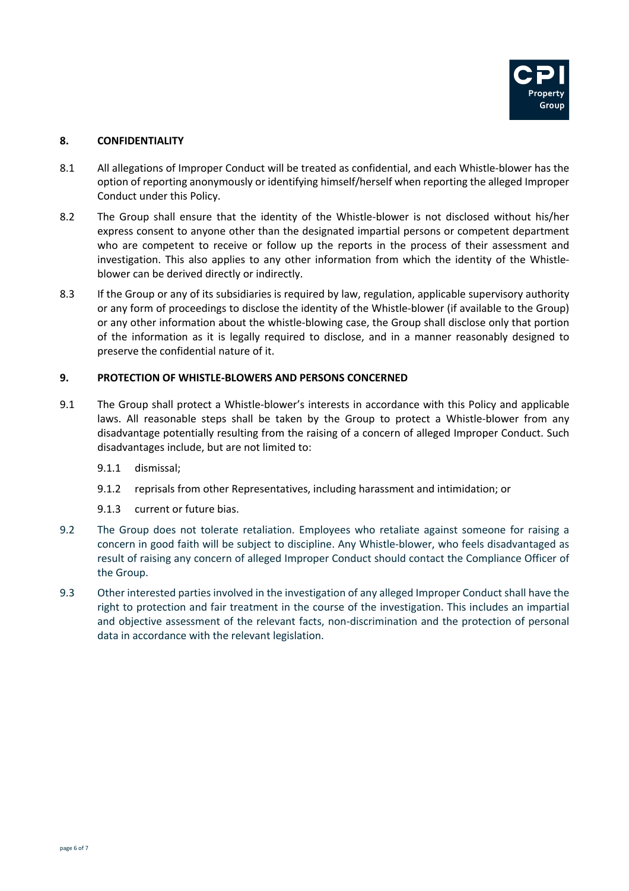## 8. CONFIDENTIALITY

8.1 All allegations of Improper Conduct will be treated as confidential, and each Whistle-blower has the option of reporting anonymously or identifying himself/herself when reporting the alleged Improper Conduct under this Policy.

8.2 The Group shall ensure that the identity of the Whistle-blower is not disclosed without his/her express consent to anyone other than the designated impartial persons or competent department who are competent to receive or follow up the reports in the process of their assessment and investigation. This also applies to any other information from which the identity of the Whistle-blower can be derived directly or indirectly.

8.3 If the Group or any of its subsidiaries is required by law, regulation, applicable supervisory authority or any form of proceedings to disclose the identity of the Whistle-blower (if available to the Group) or any other information about the whistle-blowing case, the Group shall disclose only that portion of the information as it is legally required to disclose, and in a manner reasonably designed to preserve the confidential nature of it.

## 9. PROTECTION OF WHISTLE-BLOWERS AND PERSONS CONCERNED

9.1 The Group shall protect a Whistle-blower's interests in accordance with this Policy and applicable laws. All reasonable steps shall be taken by the Group to protect a Whistle-blower from any disadvantage potentially resulting from the raising of a concern of alleged Improper Conduct. Such disadvantages include, but are not limited to:

9.1.1 dismissal;

9.1.2 reprisals from other Representatives, including harassment and intimidation; or

9.1.3 current or future bias.

9.2 The Group does not tolerate retaliation. Employees who retaliate against someone for raising a concern in good faith will be subject to discipline. Any Whistle-blower, who feels disadvantaged as result of raising any concern of alleged Improper Conduct should contact the Compliance Officer of the Group.

9.3 Other interested parties involved in the investigation of any alleged Improper Conduct shall have the right to protection and fair treatment in the course of the investigation. This includes an impartial and objective assessment of the relevant facts, non-discrimination and the protection of personal data in accordance with the relevant legislation.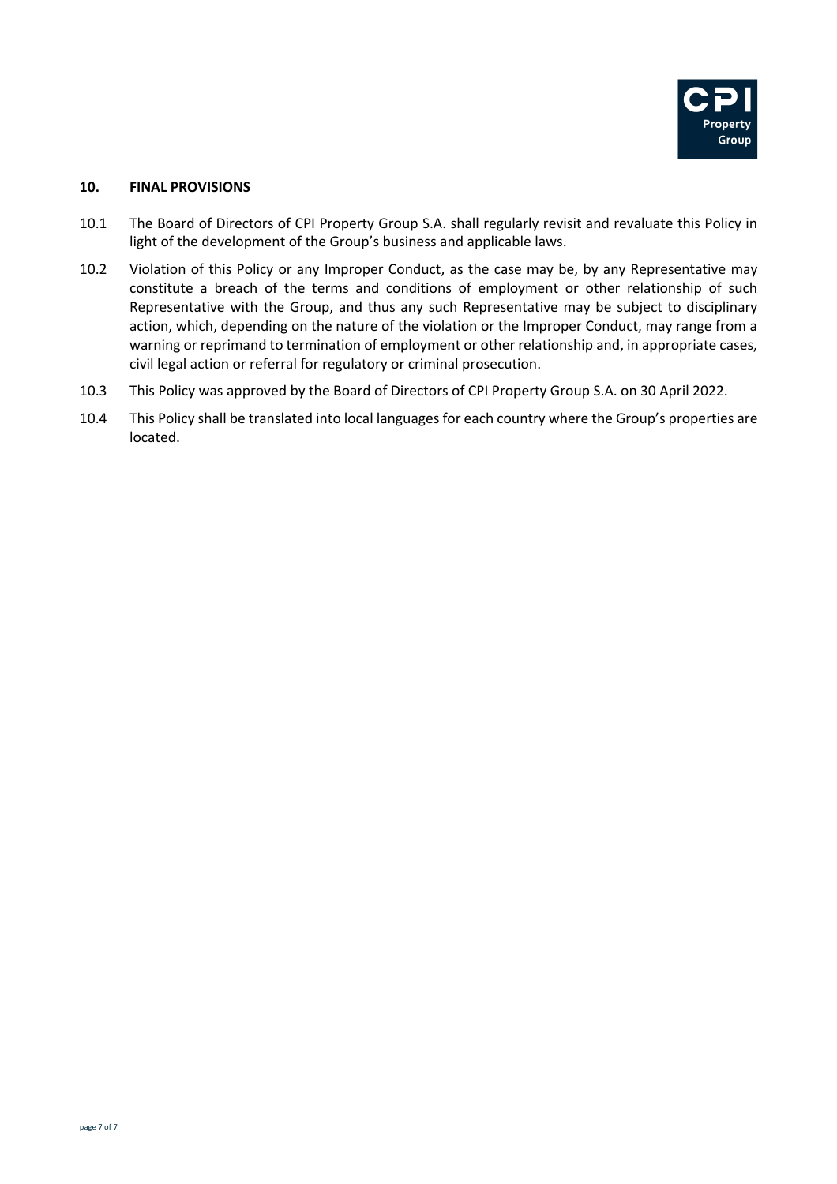## 10. FINAL PROVISIONS

10.1 The Board of Directors of CPI Property Group S.A. shall regularly revisit and revaluate this Policy in light of the development of the Group's business and applicable laws.

10.2 Violation of this Policy or any Improper Conduct, as the case may be, by any Representative may constitute a breach of the terms and conditions of employment or other relationship of such Representative with the Group, and thus any such Representative may be subject to disciplinary action, which, depending on the nature of the violation or the Improper Conduct, may range from a warning or reprimand to termination of employment or other relationship and, in appropriate cases, civil legal action or referral for regulatory or criminal prosecution.

10.3 This Policy was approved by the Board of Directors of CPI Property Group S.A. on 30 April 2022.

10.4 This Policy shall be translated into local languages for each country where the Group's properties are located.